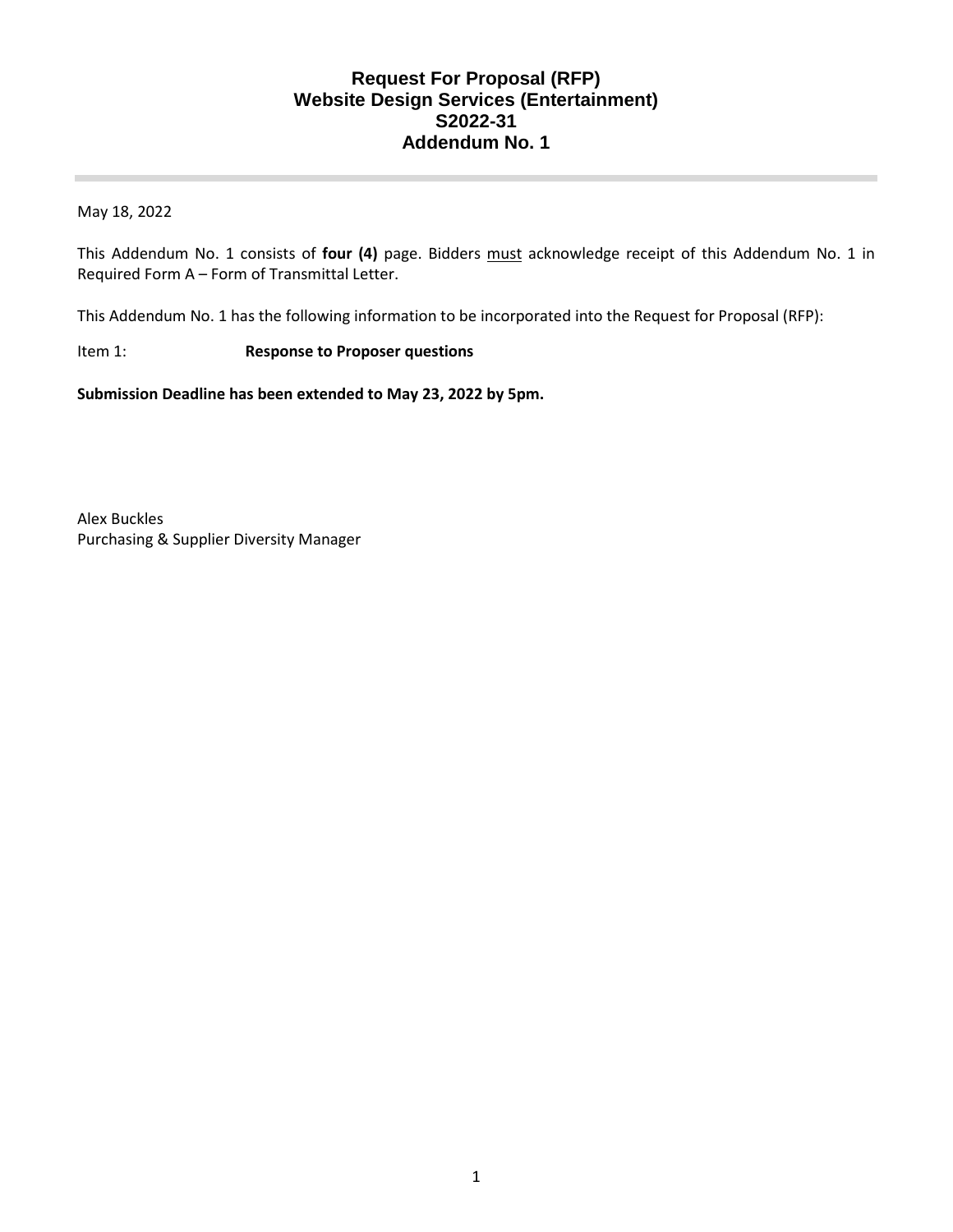# Request For Proposal (RFP)
# Website Design Services (Entertainment)
# S2022-31
# Addendum No. 1

May 18, 2022

This Addendum No. 1 consists of **four (4)** page. Bidders <u>must</u> acknowledge receipt of this Addendum No. 1 in Required Form A – Form of Transmittal Letter.

This Addendum No. 1 has the following information to be incorporated into the Request for Proposal (RFP):

Item 1: **Response to Proposer questions**

**Submission Deadline has been extended to May 23, 2022 by 5pm.**

Alex Buckles
Purchasing & Supplier Diversity Manager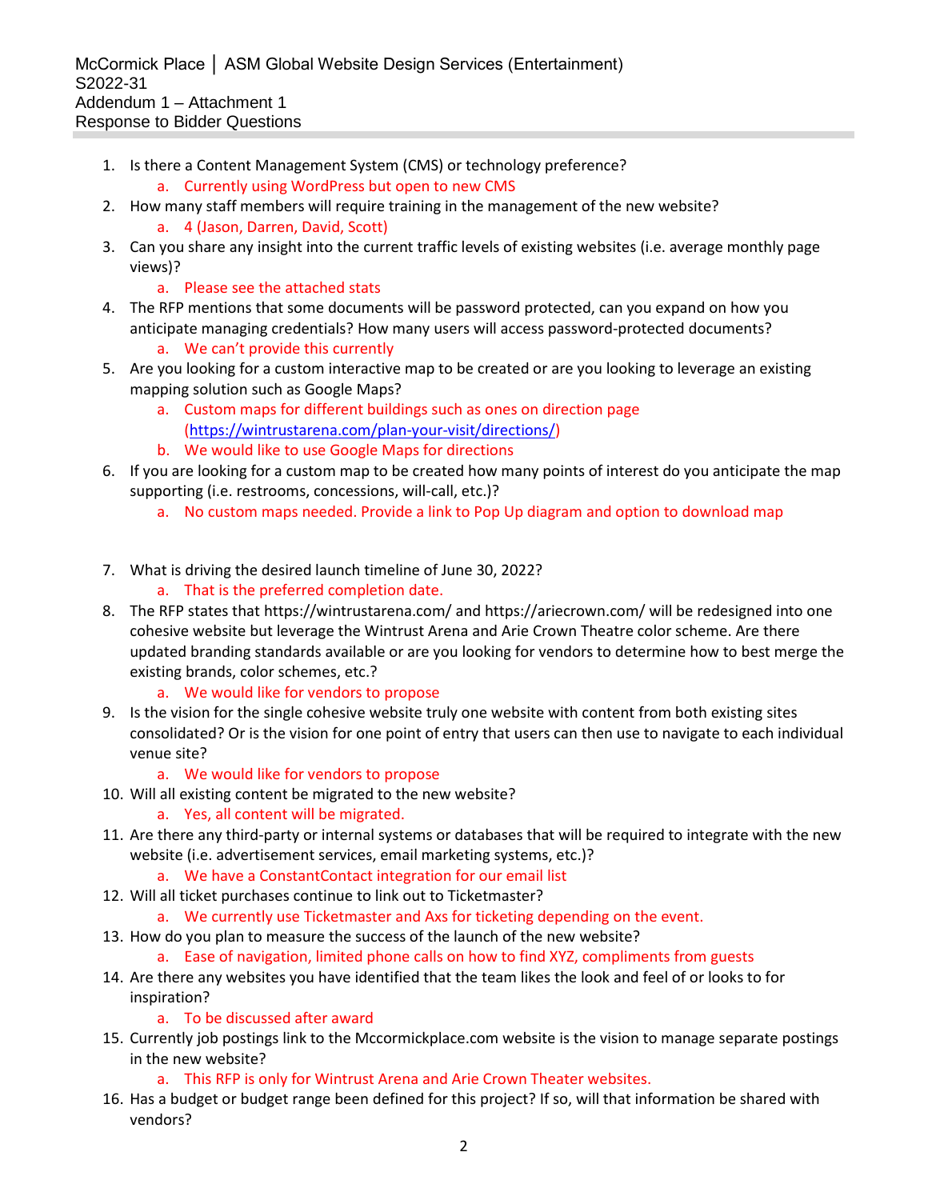McCormick Place │ ASM Global Website Design Services (Entertainment)
S2022-31
Addendum 1 – Attachment 1
Response to Bidder Questions

1. Is there a Content Management System (CMS) or technology preference?
    a. Currently using WordPress but open to new CMS
2. How many staff members will require training in the management of the new website?
    a. 4 (Jason, Darren, David, Scott)
3. Can you share any insight into the current traffic levels of existing websites (i.e. average monthly page views)?
    a. Please see the attached stats
4. The RFP mentions that some documents will be password protected, can you expand on how you anticipate managing credentials? How many users will access password-protected documents?
    a. We can't provide this currently
5. Are you looking for a custom interactive map to be created or are you looking to leverage an existing mapping solution such as Google Maps?
    a. Custom maps for different buildings such as ones on direction page (https://wintrustarena.com/plan-your-visit/directions/)
    b. We would like to use Google Maps for directions
6. If you are looking for a custom map to be created how many points of interest do you anticipate the map supporting (i.e. restrooms, concessions, will-call, etc.)?
    a. No custom maps needed. Provide a link to Pop Up diagram and option to download map
7. What is driving the desired launch timeline of June 30, 2022?
    a. That is the preferred completion date.
8. The RFP states that https://wintrustarena.com/ and https://ariecrown.com/ will be redesigned into one cohesive website but leverage the Wintrust Arena and Arie Crown Theatre color scheme. Are there updated branding standards available or are you looking for vendors to determine how to best merge the existing brands, color schemes, etc.?
    a. We would like for vendors to propose
9. Is the vision for the single cohesive website truly one website with content from both existing sites consolidated? Or is the vision for one point of entry that users can then use to navigate to each individual venue site?
    a. We would like for vendors to propose
10. Will all existing content be migrated to the new website?
    a. Yes, all content will be migrated.
11. Are there any third-party or internal systems or databases that will be required to integrate with the new website (i.e. advertisement services, email marketing systems, etc.)?
    a. We have a ConstantContact integration for our email list
12. Will all ticket purchases continue to link out to Ticketmaster?
    a. We currently use Ticketmaster and Axs for ticketing depending on the event.
13. How do you plan to measure the success of the launch of the new website?
    a. Ease of navigation, limited phone calls on how to find XYZ, compliments from guests
14. Are there any websites you have identified that the team likes the look and feel of or looks to for inspiration?
    a. To be discussed after award
15. Currently job postings link to the Mccormickplace.com website is the vision to manage separate postings in the new website?
    a. This RFP is only for Wintrust Arena and Arie Crown Theater websites.
16. Has a budget or budget range been defined for this project? If so, will that information be shared with vendors?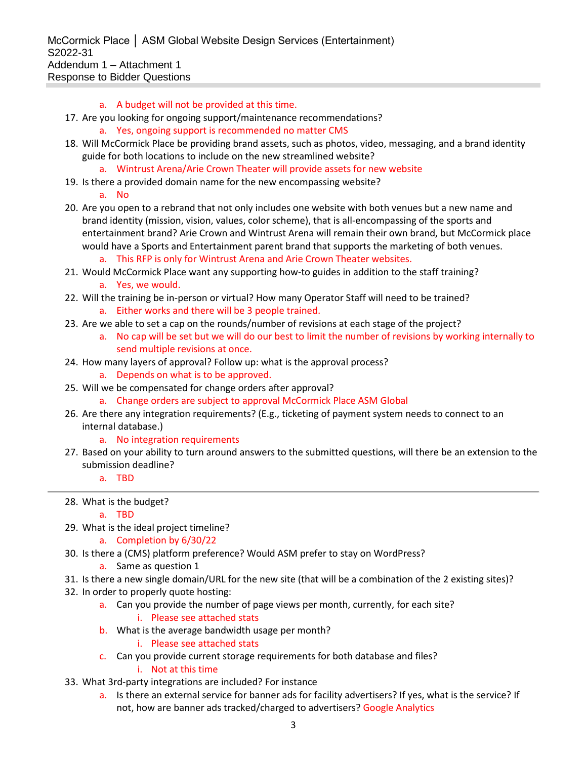a. A budget will not be provided at this time.

17. Are you looking for ongoing support/maintenance recommendations?
    a. Yes, ongoing support is recommended no matter CMS
18. Will McCormick Place be providing brand assets, such as photos, video, messaging, and a brand identity guide for both locations to include on the new streamlined website?
    a. Wintrust Arena/Arie Crown Theater will provide assets for new website
19. Is there a provided domain name for the new encompassing website?
    a. No
20. Are you open to a rebrand that not only includes one website with both venues but a new name and brand identity (mission, vision, values, color scheme), that is all-encompassing of the sports and entertainment brand? Arie Crown and Wintrust Arena will remain their own brand, but McCormick place would have a Sports and Entertainment parent brand that supports the marketing of both venues.
    a. This RFP is only for Wintrust Arena and Arie Crown Theater websites.
21. Would McCormick Place want any supporting how-to guides in addition to the staff training?
    a. Yes, we would.
22. Will the training be in-person or virtual? How many Operator Staff will need to be trained?
    a. Either works and there will be 3 people trained.
23. Are we able to set a cap on the rounds/number of revisions at each stage of the project?
    a. No cap will be set but we will do our best to limit the number of revisions by working internally to send multiple revisions at once.
24. How many layers of approval? Follow up: what is the approval process?
    a. Depends on what is to be approved.
25. Will we be compensated for change orders after approval?
    a. Change orders are subject to approval McCormick Place ASM Global
26. Are there any integration requirements? (E.g., ticketing of payment system needs to connect to an internal database.)
    a. No integration requirements
27. Based on your ability to turn around answers to the submitted questions, will there be an extension to the submission deadline?
    a. TBD

---

28. What is the budget?
    a. TBD
29. What is the ideal project timeline?
    a. Completion by 6/30/22
30. Is there a (CMS) platform preference? Would ASM prefer to stay on WordPress?
    a. Same as question 1
31. Is there a new single domain/URL for the new site (that will be a combination of the 2 existing sites)?
32. In order to properly quote hosting:
    a. Can you provide the number of page views per month, currently, for each site?
        i. Please see attached stats
    b. What is the average bandwidth usage per month?
        i. Please see attached stats
    c. Can you provide current storage requirements for both database and files?
        i. Not at this time
33. What 3rd-party integrations are included? For instance
    a. Is there an external service for banner ads for facility advertisers? If yes, what is the service? If not, how are banner ads tracked/charged to advertisers? Google Analytics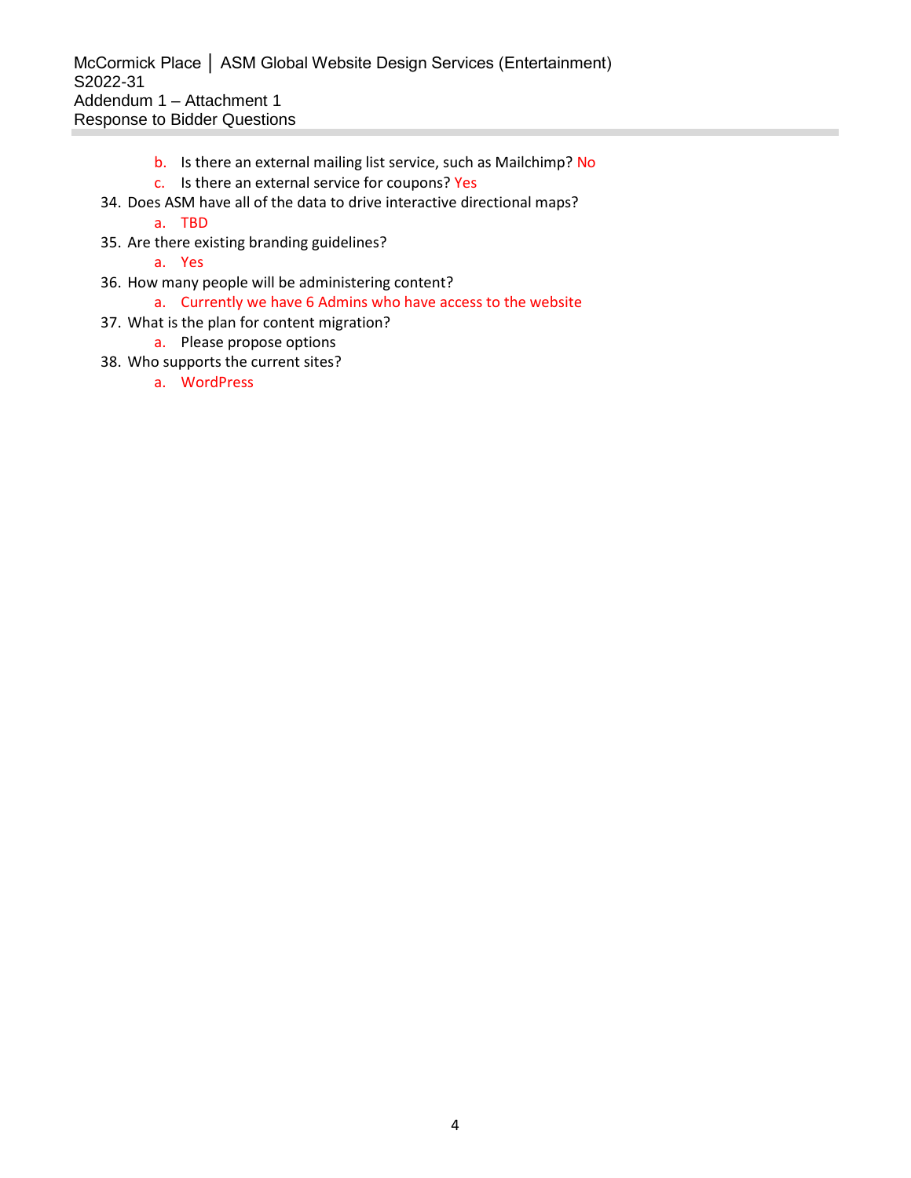b. Is there an external mailing list service, such as Mailchimp? No
    c. Is there an external service for coupons? Yes
34. Does ASM have all of the data to drive interactive directional maps?
    a. TBD
35. Are there existing branding guidelines?
    a. Yes
36. How many people will be administering content?
    a. Currently we have 6 Admins who have access to the website
37. What is the plan for content migration?
    a. Please propose options
38. Who supports the current sites?
    a. WordPress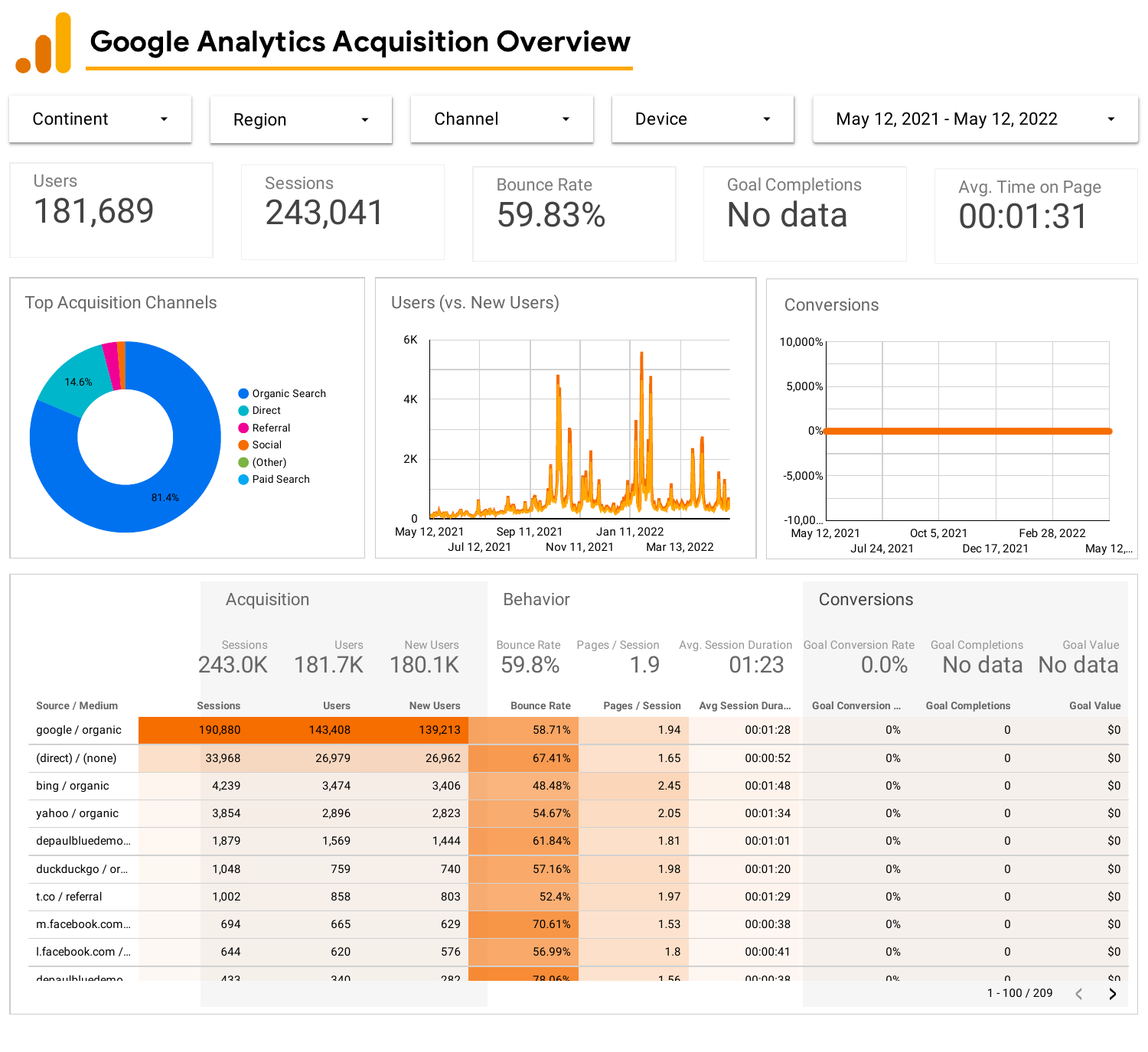# Google Analytics Acquisition Overview

Continent | Region | Channel | Device | May 12, 2021 - May 12, 2022

| Users | Sessions | Bounce Rate | Goal Completions | Avg. Time on Page |
|---|---|---|---|---|
| 181,689 | 243,041 | 59.83% | No data | 00:01:31 |

## Top Acquisition Channels

- Organic Search 81.4%
- Direct 14.6%
- Referral
- Social
- (Other)
- Paid Search

## Users (vs. New Users)

## Conversions

| | Acquisition | | | Behavior | | | Conversions | | |
|---|---|---|---|---|---|---|---|---|---|
| | Sessions | Users | New Users | Bounce Rate | Pages / Session | Avg. Session Duration | Goal Conversion Rate | Goal Completions | Goal Value |
| | 243.0K | 181.7K | 180.1K | 59.8% | 1.9 | 01:23 | 0.0% | No data | No data |
| **Source / Medium** | **Sessions** | **Users** | **New Users** | **Bounce Rate** | **Pages / Session** | **Avg Session Dura...** | **Goal Conversion ...** | **Goal Completions** | **Goal Value** |
| google / organic | 190,880 | 143,408 | 139,213 | 58.71% | 1.94 | 00:01:28 | 0% | 0 | $0 |
| (direct) / (none) | 33,968 | 26,979 | 26,962 | 67.41% | 1.65 | 00:00:52 | 0% | 0 | $0 |
| bing / organic | 4,239 | 3,474 | 3,406 | 48.48% | 2.45 | 00:01:48 | 0% | 0 | $0 |
| yahoo / organic | 3,854 | 2,896 | 2,823 | 54.67% | 2.05 | 00:01:34 | 0% | 0 | $0 |
| depaulbluedemo... | 1,879 | 1,569 | 1,444 | 61.84% | 1.81 | 00:01:01 | 0% | 0 | $0 |
| duckduckgo / or... | 1,048 | 759 | 740 | 57.16% | 1.98 | 00:01:20 | 0% | 0 | $0 |
| t.co / referral | 1,002 | 858 | 803 | 52.4% | 1.97 | 00:01:29 | 0% | 0 | $0 |
| m.facebook.com... | 694 | 665 | 629 | 70.61% | 1.53 | 00:00:38 | 0% | 0 | $0 |
| l.facebook.com /... | 644 | 620 | 576 | 56.99% | 1.8 | 00:00:41 | 0% | 0 | $0 |
| depaulbluedemo... | 433 | 340 | 282 | 78.06% | 1.56 | 00:00:38 | 0% | 0 | $0 |

1 - 100 / 209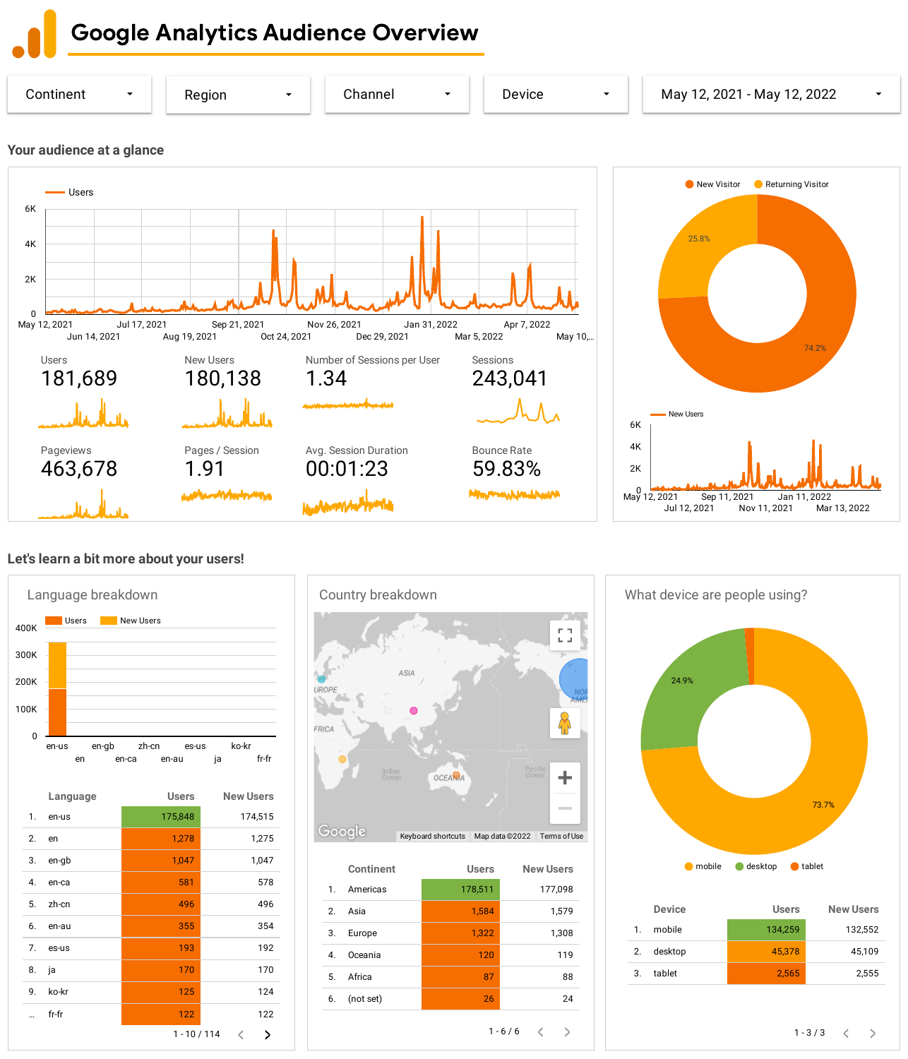# Google Analytics Audience Overview

Continent | Region | Channel | Device | May 12, 2021 - May 12, 2022

## Your audience at a glance

| Metric | Value |
|---|---|
| Users | 181,689 |
| New Users | 180,138 |
| Number of Sessions per User | 1.34 |
| Sessions | 243,041 |
| Pageviews | 463,678 |
| Pages / Session | 1.91 |
| Avg. Session Duration | 00:01:23 |
| Bounce Rate | 59.83% |

New Visitor 74.2% | Returning Visitor 25.8%

## Let's learn a bit more about your users!

### Language breakdown

| | Language | Users | New Users |
|---|---|---|---|
| 1. | en-us | 175,848 | 174,515 |
| 2. | en | 1,278 | 1,275 |
| 3. | en-gb | 1,047 | 1,047 |
| 4. | en-ca | 581 | 578 |
| 5. | zh-cn | 496 | 496 |
| 6. | en-au | 355 | 354 |
| 7. | es-us | 193 | 192 |
| 8. | ja | 170 | 170 |
| 9. | ko-kr | 125 | 124 |
| ... | fr-fr | 122 | 122 |

1 - 10 / 114

### Country breakdown

| | Continent | Users | New Users |
|---|---|---|---|
| 1. | Americas | 178,511 | 177,098 |
| 2. | Asia | 1,584 | 1,579 |
| 3. | Europe | 1,322 | 1,308 |
| 4. | Oceania | 120 | 119 |
| 5. | Africa | 87 | 88 |
| 6. | (not set) | 26 | 24 |

1 - 6 / 6

### What device are people using?

mobile 73.7% | desktop 24.9% | tablet

| | Device | Users | New Users |
|---|---|---|---|
| 1. | mobile | 134,259 | 132,552 |
| 2. | desktop | 45,378 | 45,109 |
| 3. | tablet | 2,565 | 2,555 |

1 - 3 / 3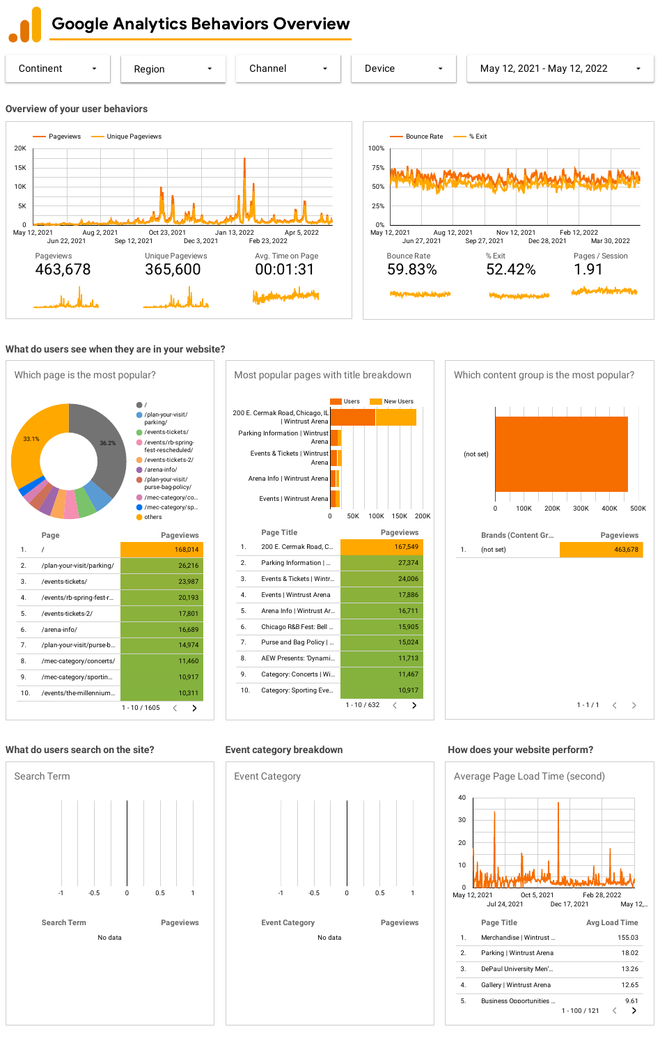# Google Analytics Behaviors Overview

Continent | Region | Channel | Device | May 12, 2021 - May 12, 2022

## Overview of your user behaviors

| Pageviews | Unique Pageviews | Avg. Time on Page |
|---|---|---|
| 463,678 | 365,600 | 00:01:31 |

| Bounce Rate | % Exit | Pages / Session |
|---|---|---|
| 59.83% | 52.42% | 1.91 |

## What do users see when they are in your website?

### Which page is the most popular?

| | Page | Pageviews |
|---|---|---|
| 1. | / | 168,014 |
| 2. | /plan-your-visit/parking/ | 26,216 |
| 3. | /events-tickets/ | 23,987 |
| 4. | /events/rb-spring-fest-r... | 20,193 |
| 5. | /events-tickets-2/ | 17,801 |
| 6. | /arena-info/ | 16,689 |
| 7. | /plan-your-visit/purse-b... | 14,974 |
| 8. | /mec-category/concerts/ | 11,460 |
| 9. | /mec-category/sportin... | 10,917 |
| 10. | /events/the-millennium... | 10,311 |

1 - 10 / 1605

### Most popular pages with title breakdown

| | Page Title | Pageviews |
|---|---|---|
| 1. | 200 E. Cermak Road, C... | 167,549 |
| 2. | Parking Information \| ... | 27,374 |
| 3. | Events & Tickets \| Wintr... | 24,006 |
| 4. | Events \| Wintrust Arena | 17,886 |
| 5. | Arena Info \| Wintrust Ar... | 16,711 |
| 6. | Chicago R&B Fest: Bell ... | 15,905 |
| 7. | Purse and Bag Policy \| ... | 15,024 |
| 8. | AEW Presents: 'Dynami... | 11,713 |
| 9. | Category: Concerts \| Wi... | 11,467 |
| 10. | Category: Sporting Eve... | 10,917 |

1 - 10 / 632

### Which content group is the most popular?

| | Brands (Content Gr... | Pageviews |
|---|---|---|
| 1. | (not set) | 463,678 |

1 - 1 / 1

## What do users search on the site?

### Search Term

| Search Term | Pageviews |
|---|---|
| No data | |

## Event category breakdown

### Event Category

| Event Category | Pageviews |
|---|---|
| No data | |

## How does your website perform?

### Average Page Load Time (second)

| | Page Title | Avg Load Time |
|---|---|---|
| 1. | Merchandise \| Wintrust ... | 155.03 |
| 2. | Parking \| Wintrust Arena | 18.02 |
| 3. | DePaul University Men'... | 13.26 |
| 4. | Gallery \| Wintrust Arena | 12.65 |
| 5. | Business Opportunities ... | 9.61 |

1 - 100 / 121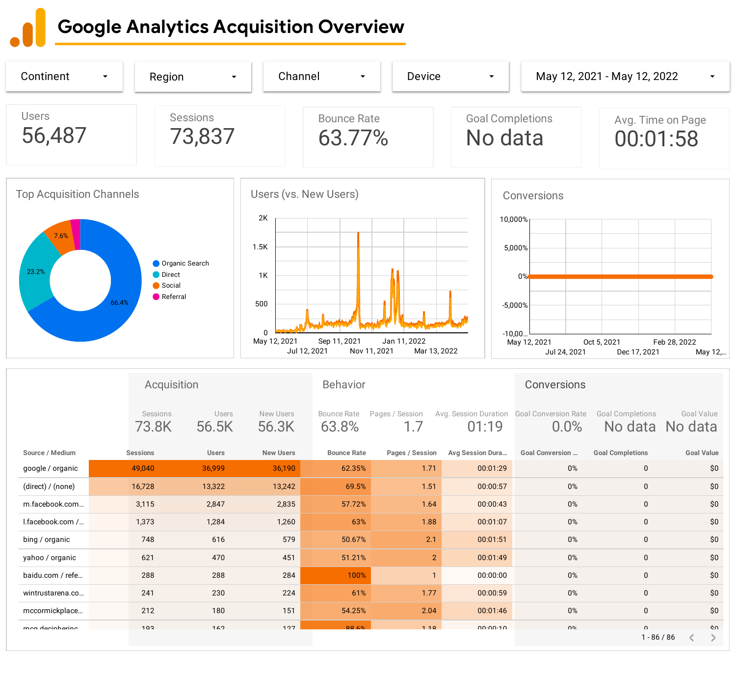# Google Analytics Acquisition Overview

Continent ▾ | Region ▾ | Channel ▾ | Device ▾ | May 12, 2021 - May 12, 2022 ▾

| Users | Sessions | Bounce Rate | Goal Completions | Avg. Time on Page |
|---|---|---|---|---|
| 56,487 | 73,837 | 63.77% | No data | 00:01:58 |

## Top Acquisition Channels

- Organic Search: 66.4%
- Direct: 23.2%
- Social: 7.6%
- Referral

## Users (vs. New Users)

## Conversions

| | Acquisition | | | Behavior | | | Conversions | | |
|---|---|---|---|---|---|---|---|---|---|
| | Sessions | Users | New Users | Bounce Rate | Pages / Session | Avg. Session Duration | Goal Conversion Rate | Goal Completions | Goal Value |
| | 73.8K | 56.5K | 56.3K | 63.8% | 1.7 | 01:19 | 0.0% | No data | No data |
| **Source / Medium** | **Sessions** | **Users** | **New Users** | **Bounce Rate** | **Pages / Session** | **Avg Session Dura...** | **Goal Conversion ...** | **Goal Completions** | **Goal Value** |
| google / organic | 49,040 | 36,999 | 36,190 | 62.35% | 1.71 | 00:01:29 | 0% | 0 | $0 |
| (direct) / (none) | 16,728 | 13,322 | 13,242 | 69.5% | 1.51 | 00:00:57 | 0% | 0 | $0 |
| m.facebook.com... | 3,115 | 2,847 | 2,835 | 57.72% | 1.64 | 00:00:43 | 0% | 0 | $0 |
| l.facebook.com /... | 1,373 | 1,284 | 1,260 | 63% | 1.88 | 00:01:07 | 0% | 0 | $0 |
| bing / organic | 748 | 616 | 579 | 50.67% | 2.1 | 00:01:51 | 0% | 0 | $0 |
| yahoo / organic | 621 | 470 | 451 | 51.21% | 2 | 00:01:49 | 0% | 0 | $0 |
| baidu.com / refe... | 288 | 288 | 284 | 100% | 1 | 00:00:00 | 0% | 0 | $0 |
| wintrustarena.co... | 241 | 230 | 224 | 61% | 1.77 | 00:00:59 | 0% | 0 | $0 |
| mccormickplace... | 212 | 180 | 151 | 54.25% | 2.04 | 00:01:46 | 0% | 0 | $0 |
| mcg.decipherinc... | 193 | 162 | 127 | 88.6% | 1.18 | 00:00:10 | 0% | 0 | $0 |

1 - 86 / 86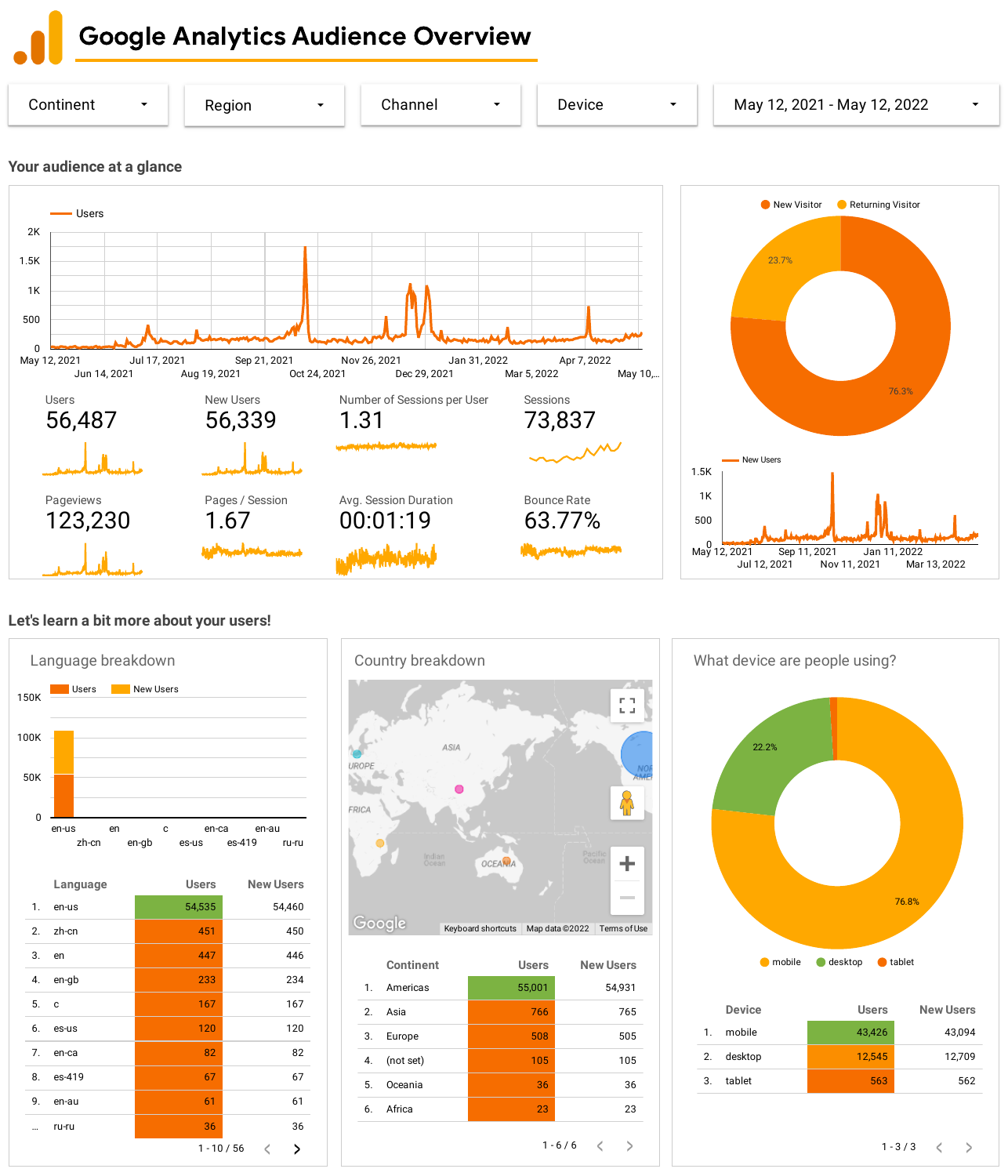# Google Analytics Audience Overview

Continent ▾ | Region ▾ | Channel ▾ | Device ▾ | May 12, 2021 - May 12, 2022 ▾

## Your audience at a glance

Users

| Users | New Users | Number of Sessions per User | Sessions |
|---|---|---|---|
| 56,487 | 56,339 | 1.31 | 73,837 |

| Pageviews | Pages / Session | Avg. Session Duration | Bounce Rate |
|---|---|---|---|
| 123,230 | 1.67 | 00:01:19 | 63.77% |

New Visitor 76.3% · Returning Visitor 23.7%

## Let's learn a bit more about your users!

### Language breakdown

| | Language | Users | New Users |
|---|---|---|---|
| 1. | en-us | 54,535 | 54,460 |
| 2. | zh-cn | 451 | 450 |
| 3. | en | 447 | 446 |
| 4. | en-gb | 233 | 234 |
| 5. | c | 167 | 167 |
| 6. | es-us | 120 | 120 |
| 7. | en-ca | 82 | 82 |
| 8. | es-419 | 67 | 67 |
| 9. | en-au | 61 | 61 |
| ... | ru-ru | 36 | 36 |

1 - 10 / 56

### Country breakdown

| | Continent | Users | New Users |
|---|---|---|---|
| 1. | Americas | 55,001 | 54,931 |
| 2. | Asia | 766 | 765 |
| 3. | Europe | 508 | 505 |
| 4. | (not set) | 105 | 105 |
| 5. | Oceania | 36 | 36 |
| 6. | Africa | 23 | 23 |

1 - 6 / 6

### What device are people using?

mobile 76.8% · desktop 22.2% · tablet

| | Device | Users | New Users |
|---|---|---|---|
| 1. | mobile | 43,426 | 43,094 |
| 2. | desktop | 12,545 | 12,709 |
| 3. | tablet | 563 | 562 |

1 - 3 / 3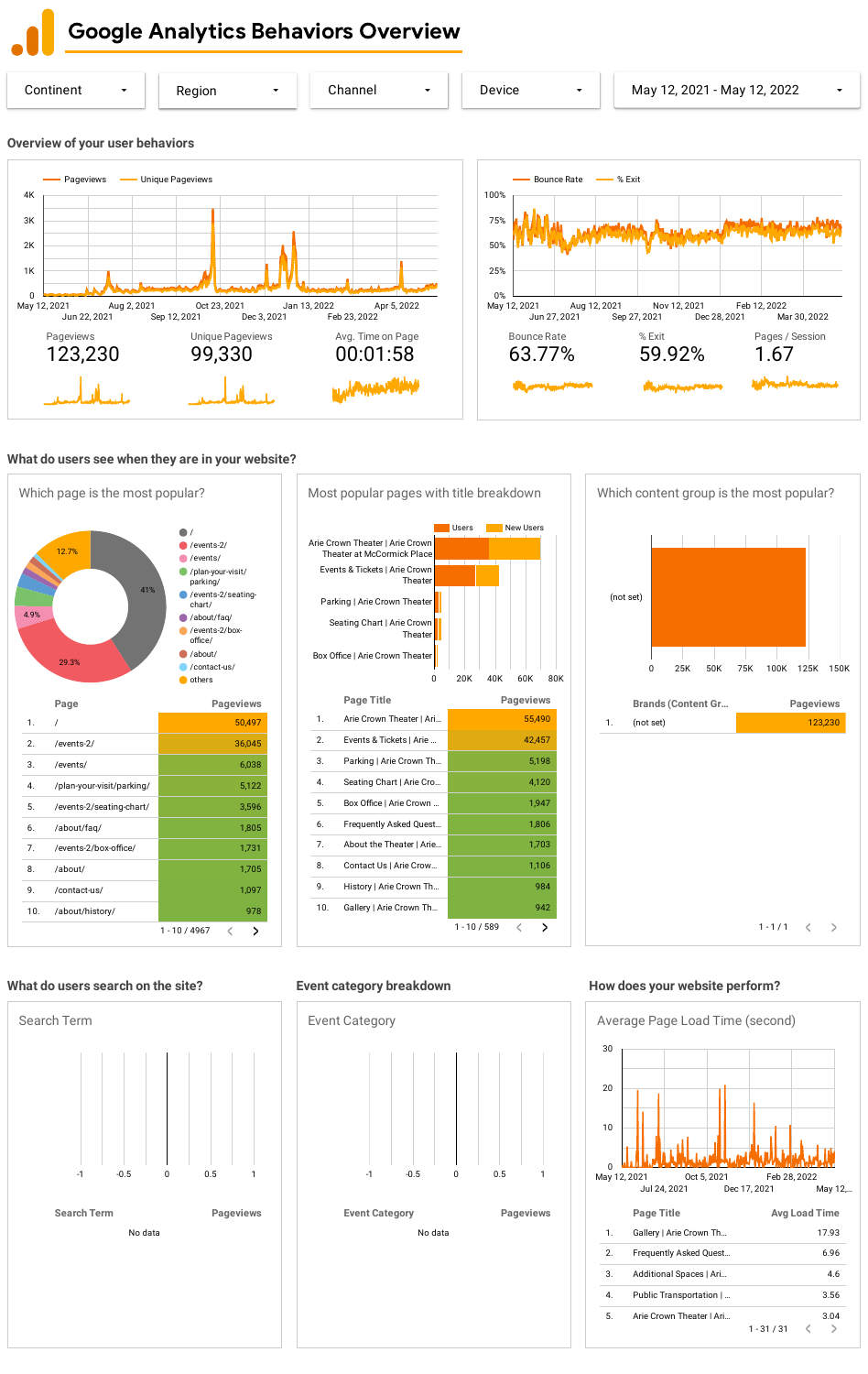# Google Analytics Behaviors Overview

Continent | Region | Channel | Device | May 12, 2021 - May 12, 2022

## Overview of your user behaviors

Pageviews | Unique Pageviews

4K
3K
2K
1K
0
May 12, 2021
Jun 22, 2021
Aug 2, 2021
Sep 12, 2021
Oct 23, 2021
Dec 3, 2021
Jan 13, 2022
Feb 23, 2022
Apr 5, 2022

Pageviews
123,230

Unique Pageviews
99,330

Avg. Time on Page
00:01:58

Bounce Rate | % Exit

100%
75%
50%
25%
0%
May 12, 2021
Jun 27, 2021
Aug 12, 2021
Sep 27, 2021
Nov 12, 2021
Dec 28, 2021
Feb 12, 2022
Mar 30, 2022

Bounce Rate
63.77%

% Exit
59.92%

Pages / Session
1.67

## What do users see when they are in your website?

### Which page is the most popular?

/
/events-2/
/events/
/plan-your-visit/parking/
/events-2/seating-chart/
/about/faq/
/events-2/box-office/
/about/
/contact-us/
others

41%
29.3%
12.7%
4.9%

| | Page | Pageviews |
|---|---|---|
| 1. | / | 50,497 |
| 2. | /events-2/ | 36,045 |
| 3. | /events/ | 6,038 |
| 4. | /plan-your-visit/parking/ | 5,122 |
| 5. | /events-2/seating-chart/ | 3,596 |
| 6. | /about/faq/ | 1,805 |
| 7. | /events-2/box-office/ | 1,731 |
| 8. | /about/ | 1,705 |
| 9. | /contact-us/ | 1,097 |
| 10. | /about/history/ | 978 |

1 - 10 / 4967

### Most popular pages with title breakdown

Users | New Users

Arie Crown Theater | Arie Crown Theater at McCormick Place
Events & Tickets | Arie Crown Theater
Parking | Arie Crown Theater
Seating Chart | Arie Crown Theater
Box Office | Arie Crown Theater

0
20K
40K
60K
80K

| | Page Title | Pageviews |
|---|---|---|
| 1. | Arie Crown Theater \| Ari... | 55,490 |
| 2. | Events & Tickets \| Arie ... | 42,457 |
| 3. | Parking \| Arie Crown Th... | 5,198 |
| 4. | Seating Chart \| Arie Cro... | 4,120 |
| 5. | Box Office \| Arie Crown ... | 1,947 |
| 6. | Frequently Asked Quest... | 1,806 |
| 7. | About the Theater \| Arie... | 1,703 |
| 8. | Contact Us \| Arie Crow... | 1,106 |
| 9. | History \| Arie Crown Th... | 984 |
| 10. | Gallery \| Arie Crown Th... | 942 |

1 - 10 / 589

### Which content group is the most popular?

(not set)

0
25K
50K
75K
100K
125K
150K

| | Brands (Content Gr... | Pageviews |
|---|---|---|
| 1. | (not set) | 123,230 |

1 - 1 / 1

## What do users search on the site?

### Search Term

-1
-0.5
0
0.5
1

| Search Term | Pageviews |
|---|---|
| No data | |

## Event category breakdown

### Event Category

-1
-0.5
0
0.5
1

| Event Category | Pageviews |
|---|---|
| No data | |

## How does your website perform?

### Average Page Load Time (second)

30
20
10
0
May 12, 2021
Jul 24, 2021
Oct 5, 2021
Dec 17, 2021
Feb 28, 2022
May 12,...

| | Page Title | Avg Load Time |
|---|---|---|
| 1. | Gallery \| Arie Crown Th... | 17.93 |
| 2. | Frequently Asked Quest... | 6.96 |
| 3. | Additional Spaces \| Ari... | 4.6 |
| 4. | Public Transportation \| ... | 3.56 |
| 5. | Arie Crown Theater \| Ari... | 3.04 |

1 - 31 / 31